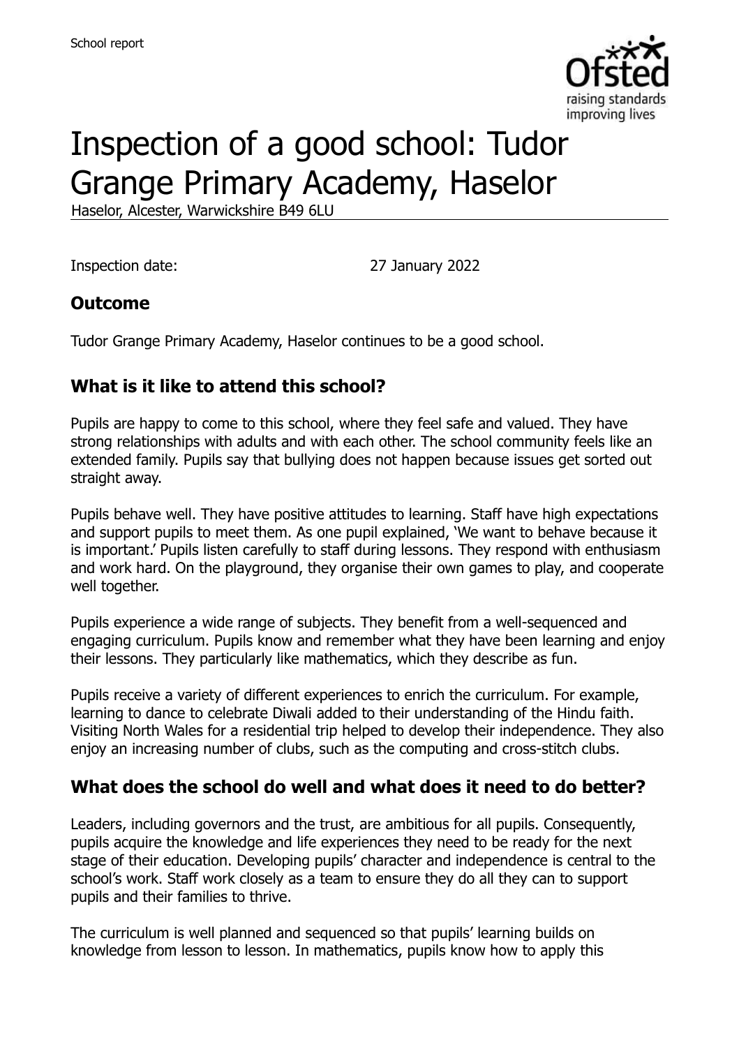School report

# Inspection of a good school: Tudor Grange Primary Academy, Haselor

Haselor, Alcester, Warwickshire B49 6LU

Inspection date: 27 January 2022

## Outcome

Tudor Grange Primary Academy, Haselor continues to be a good school.

## What is it like to attend this school?

Pupils are happy to come to this school, where they feel safe and valued. They have strong relationships with adults and with each other. The school community feels like an extended family. Pupils say that bullying does not happen because issues get sorted out straight away.

Pupils behave well. They have positive attitudes to learning. Staff have high expectations and support pupils to meet them. As one pupil explained, 'We want to behave because it is important.' Pupils listen carefully to staff during lessons. They respond with enthusiasm and work hard. On the playground, they organise their own games to play, and cooperate well together.

Pupils experience a wide range of subjects. They benefit from a well-sequenced and engaging curriculum. Pupils know and remember what they have been learning and enjoy their lessons. They particularly like mathematics, which they describe as fun.

Pupils receive a variety of different experiences to enrich the curriculum. For example, learning to dance to celebrate Diwali added to their understanding of the Hindu faith. Visiting North Wales for a residential trip helped to develop their independence. They also enjoy an increasing number of clubs, such as the computing and cross-stitch clubs.

## What does the school do well and what does it need to do better?

Leaders, including governors and the trust, are ambitious for all pupils. Consequently, pupils acquire the knowledge and life experiences they need to be ready for the next stage of their education. Developing pupils' character and independence is central to the school's work. Staff work closely as a team to ensure they do all they can to support pupils and their families to thrive.

The curriculum is well planned and sequenced so that pupils' learning builds on knowledge from lesson to lesson. In mathematics, pupils know how to apply this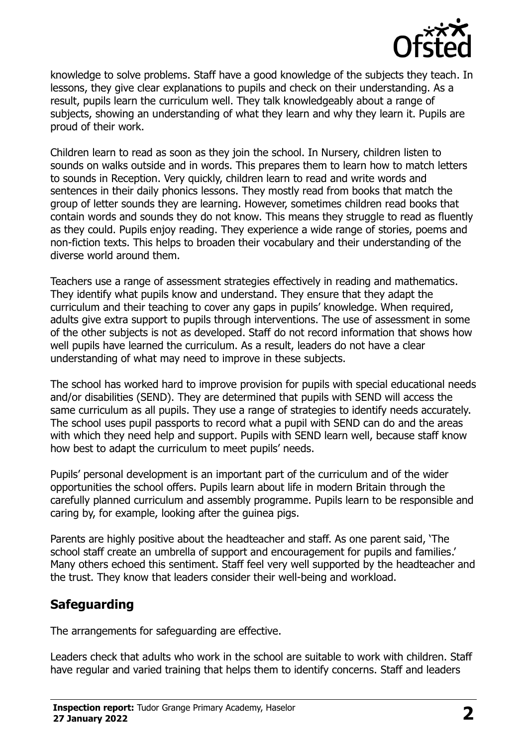knowledge to solve problems. Staff have a good knowledge of the subjects they teach. In lessons, they give clear explanations to pupils and check on their understanding. As a result, pupils learn the curriculum well. They talk knowledgeably about a range of subjects, showing an understanding of what they learn and why they learn it. Pupils are proud of their work.

Children learn to read as soon as they join the school. In Nursery, children listen to sounds on walks outside and in words. This prepares them to learn how to match letters to sounds in Reception. Very quickly, children learn to read and write words and sentences in their daily phonics lessons. They mostly read from books that match the group of letter sounds they are learning. However, sometimes children read books that contain words and sounds they do not know. This means they struggle to read as fluently as they could. Pupils enjoy reading. They experience a wide range of stories, poems and non-fiction texts. This helps to broaden their vocabulary and their understanding of the diverse world around them.

Teachers use a range of assessment strategies effectively in reading and mathematics. They identify what pupils know and understand. They ensure that they adapt the curriculum and their teaching to cover any gaps in pupils' knowledge. When required, adults give extra support to pupils through interventions. The use of assessment in some of the other subjects is not as developed. Staff do not record information that shows how well pupils have learned the curriculum. As a result, leaders do not have a clear understanding of what may need to improve in these subjects.

The school has worked hard to improve provision for pupils with special educational needs and/or disabilities (SEND). They are determined that pupils with SEND will access the same curriculum as all pupils. They use a range of strategies to identify needs accurately. The school uses pupil passports to record what a pupil with SEND can do and the areas with which they need help and support. Pupils with SEND learn well, because staff know how best to adapt the curriculum to meet pupils' needs.

Pupils' personal development is an important part of the curriculum and of the wider opportunities the school offers. Pupils learn about life in modern Britain through the carefully planned curriculum and assembly programme. Pupils learn to be responsible and caring by, for example, looking after the guinea pigs.

Parents are highly positive about the headteacher and staff. As one parent said, 'The school staff create an umbrella of support and encouragement for pupils and families.' Many others echoed this sentiment. Staff feel very well supported by the headteacher and the trust. They know that leaders consider their well-being and workload.

## Safeguarding

The arrangements for safeguarding are effective.

Leaders check that adults who work in the school are suitable to work with children. Staff have regular and varied training that helps them to identify concerns. Staff and leaders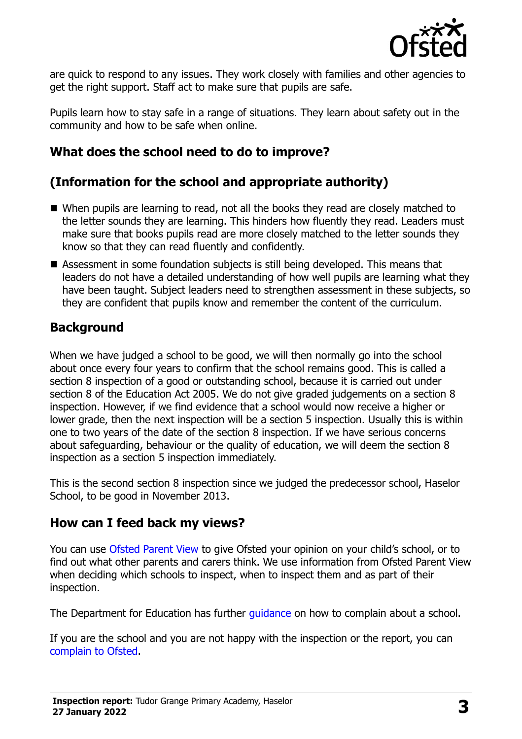are quick to respond to any issues. They work closely with families and other agencies to get the right support. Staff act to make sure that pupils are safe.

Pupils learn how to stay safe in a range of situations. They learn about safety out in the community and how to be safe when online.

## What does the school need to do to improve?

## (Information for the school and appropriate authority)

- When pupils are learning to read, not all the books they read are closely matched to the letter sounds they are learning. This hinders how fluently they read. Leaders must make sure that books pupils read are more closely matched to the letter sounds they know so that they can read fluently and confidently.
- Assessment in some foundation subjects is still being developed. This means that leaders do not have a detailed understanding of how well pupils are learning what they have been taught. Subject leaders need to strengthen assessment in these subjects, so they are confident that pupils know and remember the content of the curriculum.

## Background

When we have judged a school to be good, we will then normally go into the school about once every four years to confirm that the school remains good. This is called a section 8 inspection of a good or outstanding school, because it is carried out under section 8 of the Education Act 2005. We do not give graded judgements on a section 8 inspection. However, if we find evidence that a school would now receive a higher or lower grade, then the next inspection will be a section 5 inspection. Usually this is within one to two years of the date of the section 8 inspection. If we have serious concerns about safeguarding, behaviour or the quality of education, we will deem the section 8 inspection as a section 5 inspection immediately.

This is the second section 8 inspection since we judged the predecessor school, Haselor School, to be good in November 2013.

## How can I feed back my views?

You can use Ofsted Parent View to give Ofsted your opinion on your child's school, or to find out what other parents and carers think. We use information from Ofsted Parent View when deciding which schools to inspect, when to inspect them and as part of their inspection.

The Department for Education has further guidance on how to complain about a school.

If you are the school and you are not happy with the inspection or the report, you can complain to Ofsted.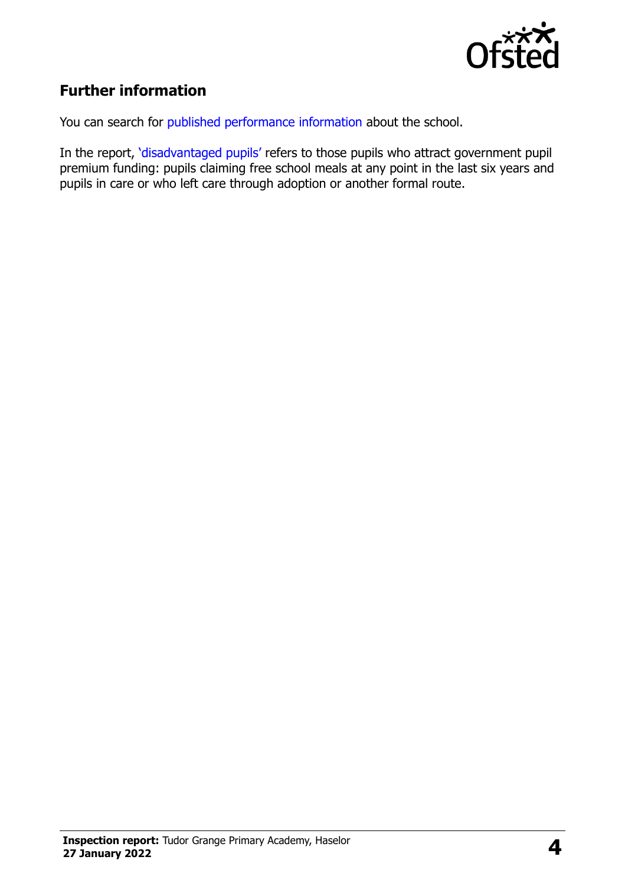## Further information

You can search for published performance information about the school.

In the report, 'disadvantaged pupils' refers to those pupils who attract government pupil premium funding: pupils claiming free school meals at any point in the last six years and pupils in care or who left care through adoption or another formal route.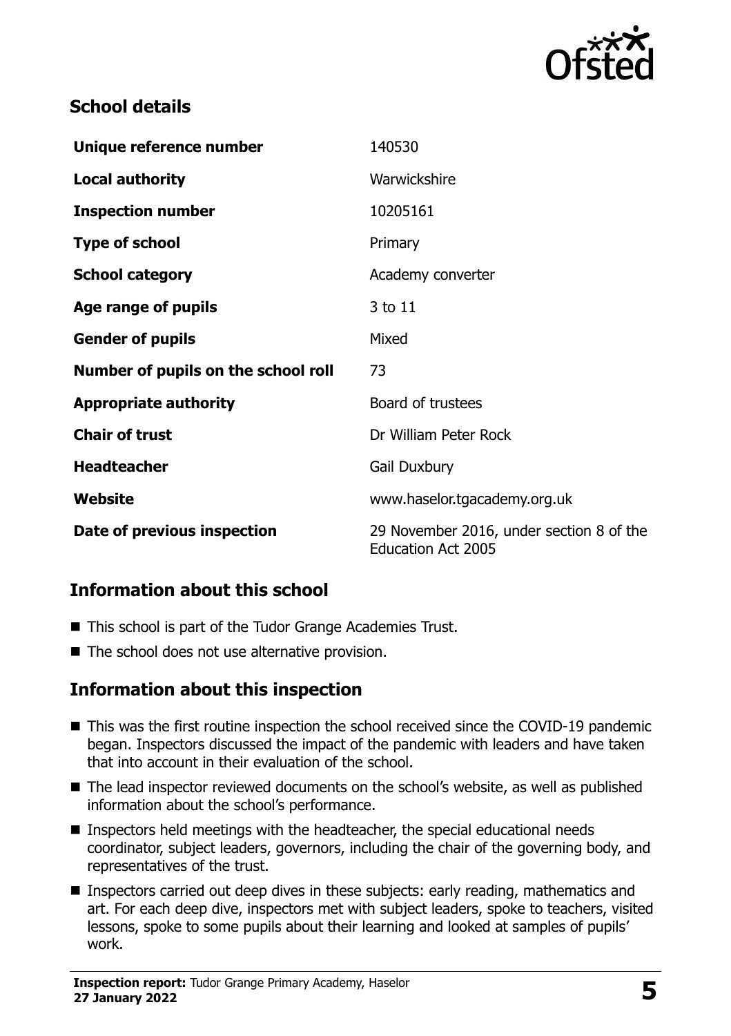## School details

| | |
|---|---|
| **Unique reference number** | 140530 |
| **Local authority** | Warwickshire |
| **Inspection number** | 10205161 |
| **Type of school** | Primary |
| **School category** | Academy converter |
| **Age range of pupils** | 3 to 11 |
| **Gender of pupils** | Mixed |
| **Number of pupils on the school roll** | 73 |
| **Appropriate authority** | Board of trustees |
| **Chair of trust** | Dr William Peter Rock |
| **Headteacher** | Gail Duxbury |
| **Website** | www.haselor.tgacademy.org.uk |
| **Date of previous inspection** | 29 November 2016, under section 8 of the Education Act 2005 |

## Information about this school

- This school is part of the Tudor Grange Academies Trust.
- The school does not use alternative provision.

## Information about this inspection

- This was the first routine inspection the school received since the COVID-19 pandemic began. Inspectors discussed the impact of the pandemic with leaders and have taken that into account in their evaluation of the school.
- The lead inspector reviewed documents on the school's website, as well as published information about the school's performance.
- Inspectors held meetings with the headteacher, the special educational needs coordinator, subject leaders, governors, including the chair of the governing body, and representatives of the trust.
- Inspectors carried out deep dives in these subjects: early reading, mathematics and art. For each deep dive, inspectors met with subject leaders, spoke to teachers, visited lessons, spoke to some pupils about their learning and looked at samples of pupils' work.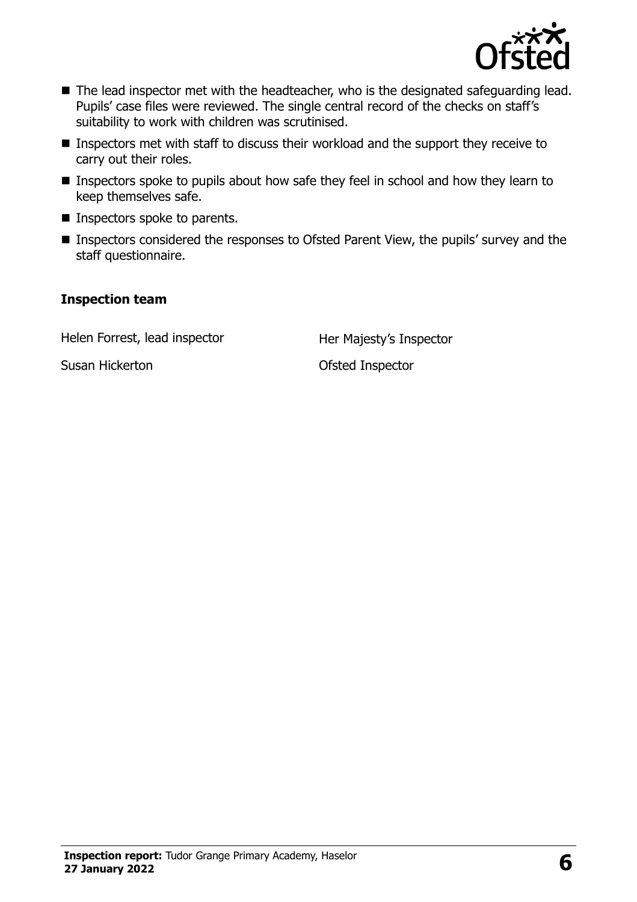- The lead inspector met with the headteacher, who is the designated safeguarding lead. Pupils' case files were reviewed. The single central record of the checks on staff's suitability to work with children was scrutinised.
- Inspectors met with staff to discuss their workload and the support they receive to carry out their roles.
- Inspectors spoke to pupils about how safe they feel in school and how they learn to keep themselves safe.
- Inspectors spoke to parents.
- Inspectors considered the responses to Ofsted Parent View, the pupils' survey and the staff questionnaire.

**Inspection team**

| | |
|---|---|
| Helen Forrest, lead inspector | Her Majesty's Inspector |
| Susan Hickerton | Ofsted Inspector |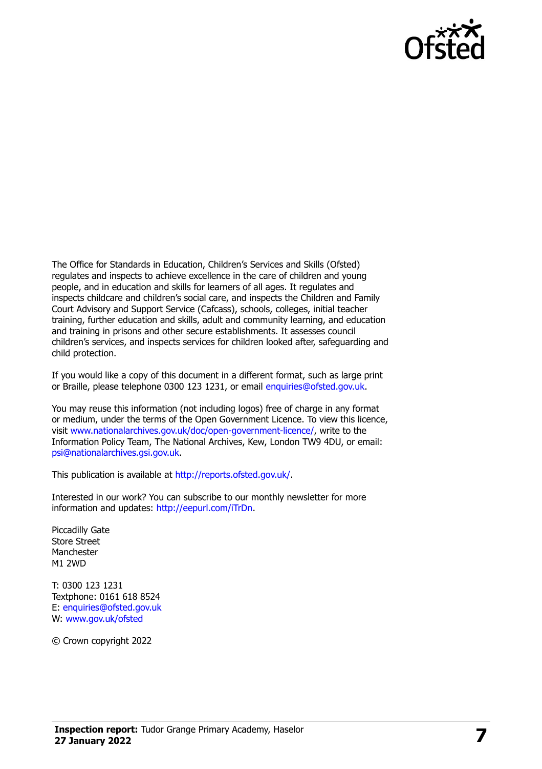The Office for Standards in Education, Children's Services and Skills (Ofsted) regulates and inspects to achieve excellence in the care of children and young people, and in education and skills for learners of all ages. It regulates and inspects childcare and children's social care, and inspects the Children and Family Court Advisory and Support Service (Cafcass), schools, colleges, initial teacher training, further education and skills, adult and community learning, and education and training in prisons and other secure establishments. It assesses council children's services, and inspects services for children looked after, safeguarding and child protection.

If you would like a copy of this document in a different format, such as large print or Braille, please telephone 0300 123 1231, or email enquiries@ofsted.gov.uk.

You may reuse this information (not including logos) free of charge in any format or medium, under the terms of the Open Government Licence. To view this licence, visit www.nationalarchives.gov.uk/doc/open-government-licence/, write to the Information Policy Team, The National Archives, Kew, London TW9 4DU, or email: psi@nationalarchives.gsi.gov.uk.

This publication is available at http://reports.ofsted.gov.uk/.

Interested in our work? You can subscribe to our monthly newsletter for more information and updates: http://eepurl.com/iTrDn.

Piccadilly Gate
Store Street
Manchester
M1 2WD

T: 0300 123 1231
Textphone: 0161 618 8524
E: enquiries@ofsted.gov.uk
W: www.gov.uk/ofsted

© Crown copyright 2022